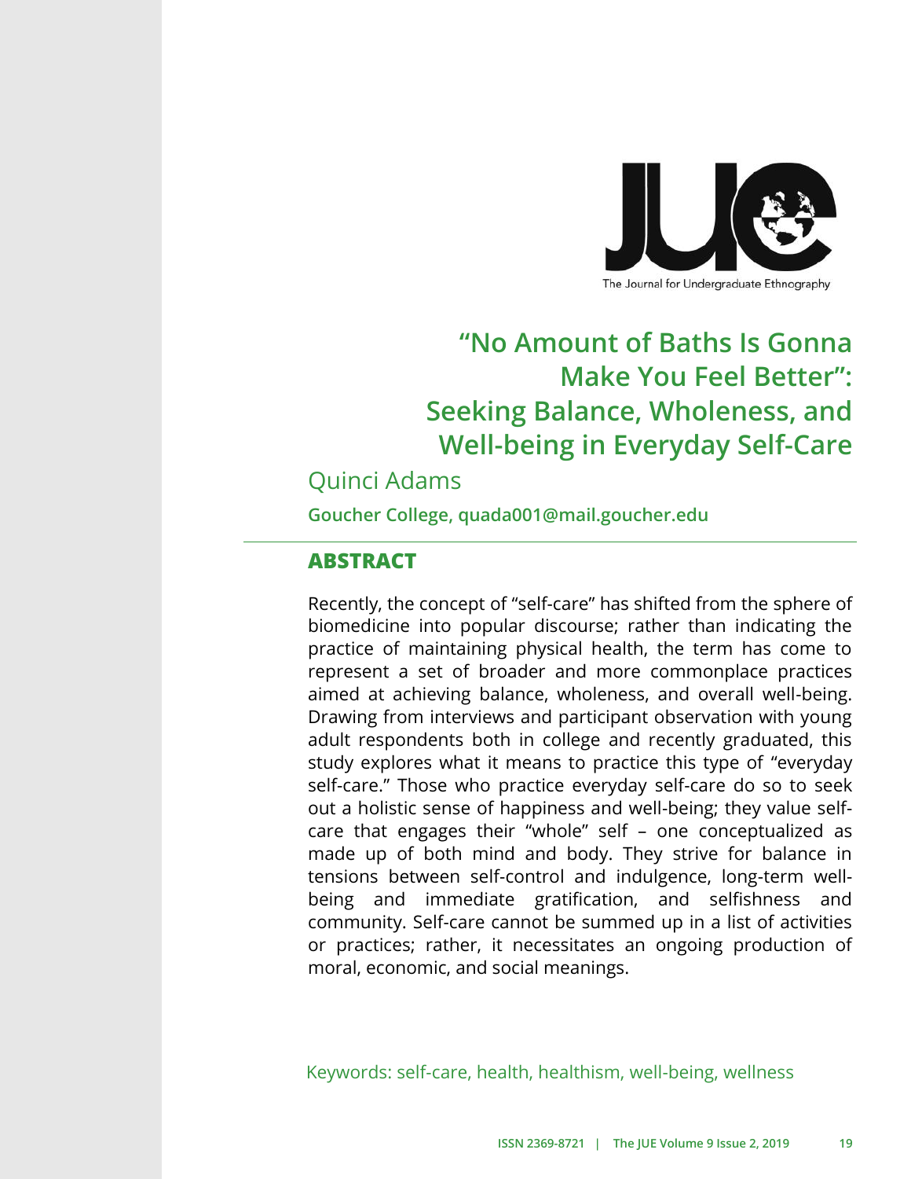The Journal for Undergraduate Ethnography

# "No Amount of Baths Is Gonna Make You Feel Better": Seeking Balance, Wholeness, and Well-being in Everyday Self-Care

## Quinci Adams

**Goucher College, quada001@mail.goucher.edu**

## ABSTRACT

Recently, the concept of "self-care" has shifted from the sphere of biomedicine into popular discourse; rather than indicating the practice of maintaining physical health, the term has come to represent a set of broader and more commonplace practices aimed at achieving balance, wholeness, and overall well-being. Drawing from interviews and participant observation with young adult respondents both in college and recently graduated, this study explores what it means to practice this type of "everyday self-care." Those who practice everyday self-care do so to seek out a holistic sense of happiness and well-being; they value self-care that engages their "whole" self – one conceptualized as made up of both mind and body. They strive for balance in tensions between self-control and indulgence, long-term well-being and immediate gratification, and selfishness and community. Self-care cannot be summed up in a list of activities or practices; rather, it necessitates an ongoing production of moral, economic, and social meanings.

Keywords: self-care, health, healthism, well-being, wellness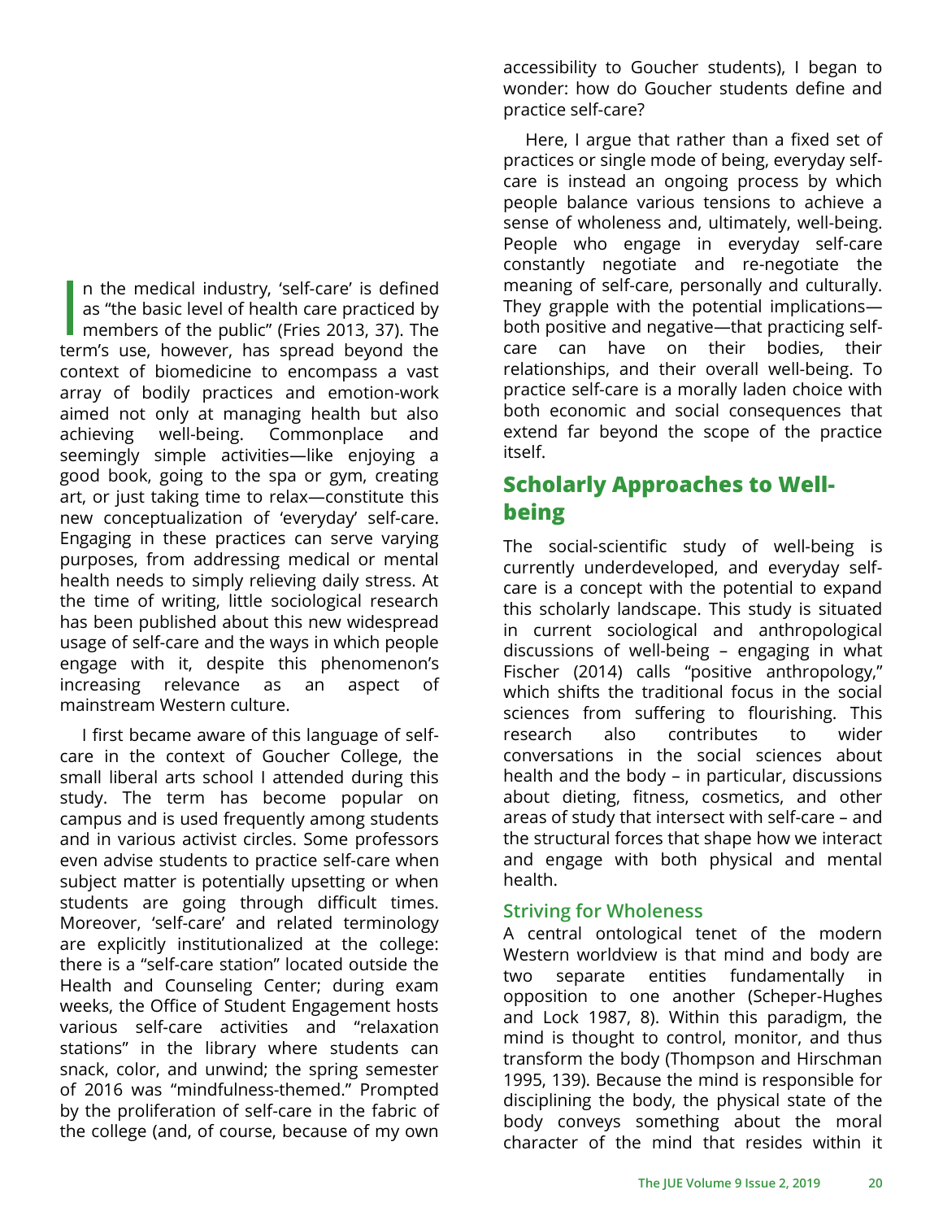In the medical industry, 'self-care' is defined as "the basic level of health care practiced by members of the public" (Fries 2013, 37). The term's use, however, has spread beyond the context of biomedicine to encompass a vast array of bodily practices and emotion-work aimed not only at managing health but also achieving well-being. Commonplace and seemingly simple activities—like enjoying a good book, going to the spa or gym, creating art, or just taking time to relax—constitute this new conceptualization of 'everyday' self-care. Engaging in these practices can serve varying purposes, from addressing medical or mental health needs to simply relieving daily stress. At the time of writing, little sociological research has been published about this new widespread usage of self-care and the ways in which people engage with it, despite this phenomenon's increasing relevance as an aspect of mainstream Western culture.

I first became aware of this language of self-care in the context of Goucher College, the small liberal arts school I attended during this study. The term has become popular on campus and is used frequently among students and in various activist circles. Some professors even advise students to practice self-care when subject matter is potentially upsetting or when students are going through difficult times. Moreover, 'self-care' and related terminology are explicitly institutionalized at the college: there is a "self-care station" located outside the Health and Counseling Center; during exam weeks, the Office of Student Engagement hosts various self-care activities and "relaxation stations" in the library where students can snack, color, and unwind; the spring semester of 2016 was "mindfulness-themed." Prompted by the proliferation of self-care in the fabric of the college (and, of course, because of my own accessibility to Goucher students), I began to wonder: how do Goucher students define and practice self-care?

Here, I argue that rather than a fixed set of practices or single mode of being, everyday self-care is instead an ongoing process by which people balance various tensions to achieve a sense of wholeness and, ultimately, well-being. People who engage in everyday self-care constantly negotiate and re-negotiate the meaning of self-care, personally and culturally. They grapple with the potential implications—both positive and negative—that practicing self-care can have on their bodies, their relationships, and their overall well-being. To practice self-care is a morally laden choice with both economic and social consequences that extend far beyond the scope of the practice itself.

## Scholarly Approaches to Well-being

The social-scientific study of well-being is currently underdeveloped, and everyday self-care is a concept with the potential to expand this scholarly landscape. This study is situated in current sociological and anthropological discussions of well-being – engaging in what Fischer (2014) calls "positive anthropology," which shifts the traditional focus in the social sciences from suffering to flourishing. This research also contributes to wider conversations in the social sciences about health and the body – in particular, discussions about dieting, fitness, cosmetics, and other areas of study that intersect with self-care – and the structural forces that shape how we interact and engage with both physical and mental health.

### Striving for Wholeness

A central ontological tenet of the modern Western worldview is that mind and body are two separate entities fundamentally in opposition to one another (Scheper-Hughes and Lock 1987, 8). Within this paradigm, the mind is thought to control, monitor, and thus transform the body (Thompson and Hirschman 1995, 139). Because the mind is responsible for disciplining the body, the physical state of the body conveys something about the moral character of the mind that resides within it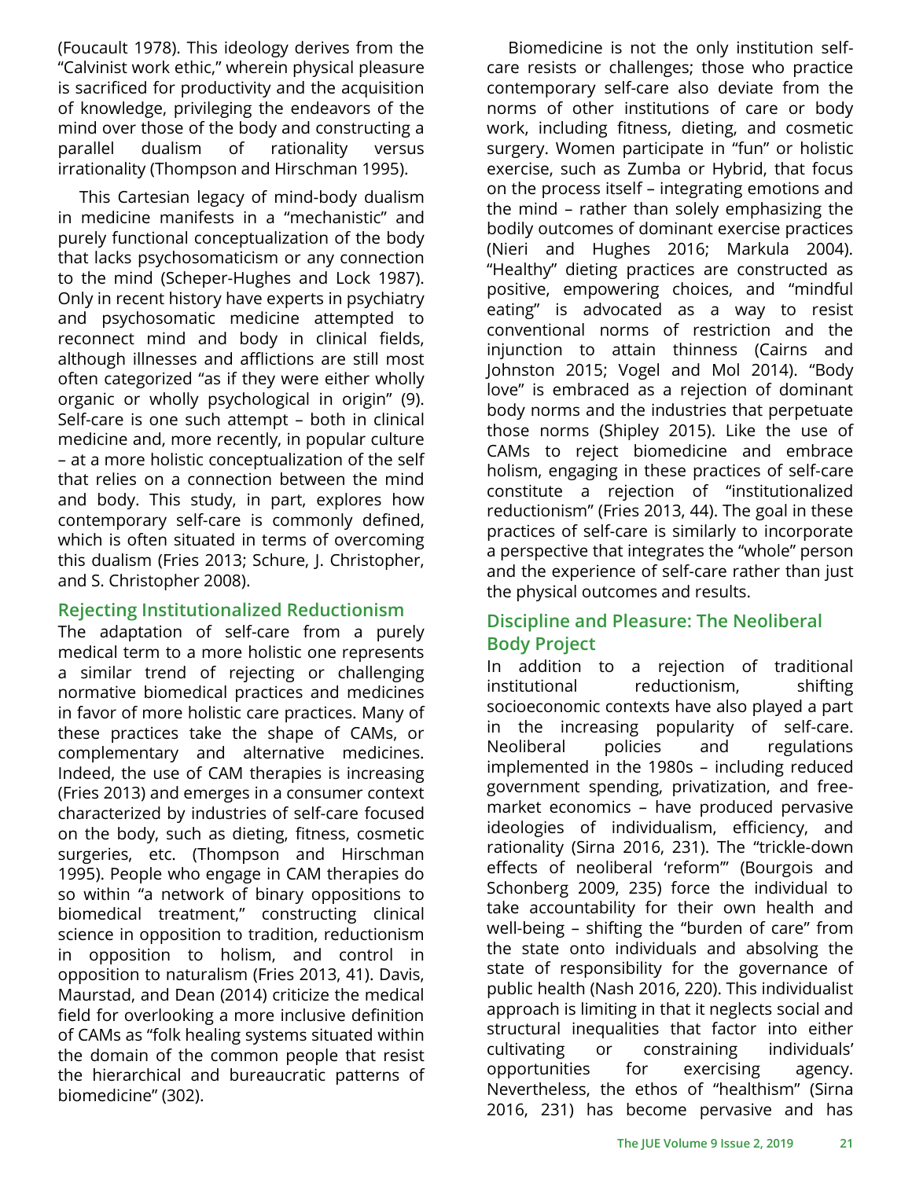(Foucault 1978). This ideology derives from the "Calvinist work ethic," wherein physical pleasure is sacrificed for productivity and the acquisition of knowledge, privileging the endeavors of the mind over those of the body and constructing a parallel dualism of rationality versus irrationality (Thompson and Hirschman 1995).

This Cartesian legacy of mind-body dualism in medicine manifests in a "mechanistic" and purely functional conceptualization of the body that lacks psychosomaticism or any connection to the mind (Scheper-Hughes and Lock 1987). Only in recent history have experts in psychiatry and psychosomatic medicine attempted to reconnect mind and body in clinical fields, although illnesses and afflictions are still most often categorized "as if they were either wholly organic or wholly psychological in origin" (9). Self-care is one such attempt – both in clinical medicine and, more recently, in popular culture – at a more holistic conceptualization of the self that relies on a connection between the mind and body. This study, in part, explores how contemporary self-care is commonly defined, which is often situated in terms of overcoming this dualism (Fries 2013; Schure, J. Christopher, and S. Christopher 2008).

## Rejecting Institutionalized Reductionism

The adaptation of self-care from a purely medical term to a more holistic one represents a similar trend of rejecting or challenging normative biomedical practices and medicines in favor of more holistic care practices. Many of these practices take the shape of CAMs, or complementary and alternative medicines. Indeed, the use of CAM therapies is increasing (Fries 2013) and emerges in a consumer context characterized by industries of self-care focused on the body, such as dieting, fitness, cosmetic surgeries, etc. (Thompson and Hirschman 1995). People who engage in CAM therapies do so within "a network of binary oppositions to biomedical treatment," constructing clinical science in opposition to tradition, reductionism in opposition to holism, and control in opposition to naturalism (Fries 2013, 41). Davis, Maurstad, and Dean (2014) criticize the medical field for overlooking a more inclusive definition of CAMs as "folk healing systems situated within the domain of the common people that resist the hierarchical and bureaucratic patterns of biomedicine" (302).

Biomedicine is not the only institution self-care resists or challenges; those who practice contemporary self-care also deviate from the norms of other institutions of care or body work, including fitness, dieting, and cosmetic surgery. Women participate in "fun" or holistic exercise, such as Zumba or Hybrid, that focus on the process itself – integrating emotions and the mind – rather than solely emphasizing the bodily outcomes of dominant exercise practices (Nieri and Hughes 2016; Markula 2004). "Healthy" dieting practices are constructed as positive, empowering choices, and "mindful eating" is advocated as a way to resist conventional norms of restriction and the injunction to attain thinness (Cairns and Johnston 2015; Vogel and Mol 2014). "Body love" is embraced as a rejection of dominant body norms and the industries that perpetuate those norms (Shipley 2015). Like the use of CAMs to reject biomedicine and embrace holism, engaging in these practices of self-care constitute a rejection of "institutionalized reductionism" (Fries 2013, 44). The goal in these practices of self-care is similarly to incorporate a perspective that integrates the "whole" person and the experience of self-care rather than just the physical outcomes and results.

## Discipline and Pleasure: The Neoliberal Body Project

In addition to a rejection of traditional institutional reductionism, shifting socioeconomic contexts have also played a part in the increasing popularity of self-care. Neoliberal policies and regulations implemented in the 1980s – including reduced government spending, privatization, and free-market economics – have produced pervasive ideologies of individualism, efficiency, and rationality (Sirna 2016, 231). The "trickle-down effects of neoliberal 'reform'" (Bourgois and Schonberg 2009, 235) force the individual to take accountability for their own health and well-being – shifting the "burden of care" from the state onto individuals and absolving the state of responsibility for the governance of public health (Nash 2016, 220). This individualist approach is limiting in that it neglects social and structural inequalities that factor into either cultivating or constraining individuals' opportunities for exercising agency. Nevertheless, the ethos of "healthism" (Sirna 2016, 231) has become pervasive and has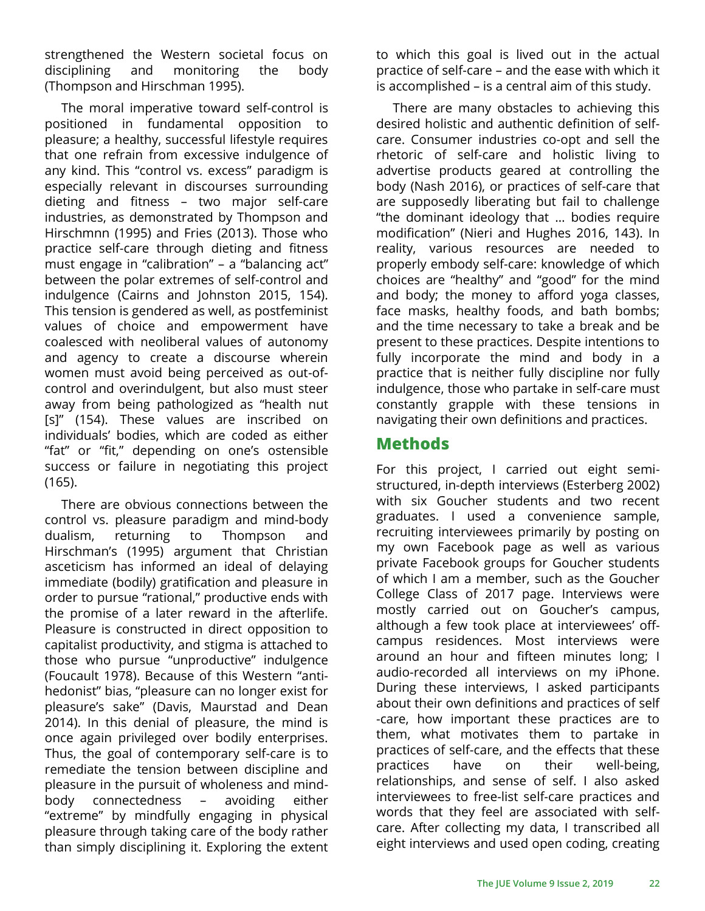strengthened the Western societal focus on disciplining and monitoring the body (Thompson and Hirschman 1995).

The moral imperative toward self-control is positioned in fundamental opposition to pleasure; a healthy, successful lifestyle requires that one refrain from excessive indulgence of any kind. This "control vs. excess" paradigm is especially relevant in discourses surrounding dieting and fitness – two major self-care industries, as demonstrated by Thompson and Hirschmnn (1995) and Fries (2013). Those who practice self-care through dieting and fitness must engage in "calibration" – a "balancing act" between the polar extremes of self-control and indulgence (Cairns and Johnston 2015, 154). This tension is gendered as well, as postfeminist values of choice and empowerment have coalesced with neoliberal values of autonomy and agency to create a discourse wherein women must avoid being perceived as out-of-control and overindulgent, but also must steer away from being pathologized as "health nut [s]" (154). These values are inscribed on individuals' bodies, which are coded as either "fat" or "fit," depending on one's ostensible success or failure in negotiating this project (165).

There are obvious connections between the control vs. pleasure paradigm and mind-body dualism, returning to Thompson and Hirschman's (1995) argument that Christian asceticism has informed an ideal of delaying immediate (bodily) gratification and pleasure in order to pursue "rational," productive ends with the promise of a later reward in the afterlife. Pleasure is constructed in direct opposition to capitalist productivity, and stigma is attached to those who pursue "unproductive" indulgence (Foucault 1978). Because of this Western "anti-hedonist" bias, "pleasure can no longer exist for pleasure's sake" (Davis, Maurstad and Dean 2014). In this denial of pleasure, the mind is once again privileged over bodily enterprises. Thus, the goal of contemporary self-care is to remediate the tension between discipline and pleasure in the pursuit of wholeness and mind-body connectedness – avoiding either "extreme" by mindfully engaging in physical pleasure through taking care of the body rather than simply disciplining it. Exploring the extent to which this goal is lived out in the actual practice of self-care – and the ease with which it is accomplished – is a central aim of this study.

There are many obstacles to achieving this desired holistic and authentic definition of self-care. Consumer industries co-opt and sell the rhetoric of self-care and holistic living to advertise products geared at controlling the body (Nash 2016), or practices of self-care that are supposedly liberating but fail to challenge "the dominant ideology that … bodies require modification" (Nieri and Hughes 2016, 143). In reality, various resources are needed to properly embody self-care: knowledge of which choices are "healthy" and "good" for the mind and body; the money to afford yoga classes, face masks, healthy foods, and bath bombs; and the time necessary to take a break and be present to these practices. Despite intentions to fully incorporate the mind and body in a practice that is neither fully discipline nor fully indulgence, those who partake in self-care must constantly grapple with these tensions in navigating their own definitions and practices.

## Methods

For this project, I carried out eight semi-structured, in-depth interviews (Esterberg 2002) with six Goucher students and two recent graduates. I used a convenience sample, recruiting interviewees primarily by posting on my own Facebook page as well as various private Facebook groups for Goucher students of which I am a member, such as the Goucher College Class of 2017 page. Interviews were mostly carried out on Goucher's campus, although a few took place at interviewees' off-campus residences. Most interviews were around an hour and fifteen minutes long; I audio-recorded all interviews on my iPhone. During these interviews, I asked participants about their own definitions and practices of self-care, how important these practices are to them, what motivates them to partake in practices of self-care, and the effects that these practices have on their well-being, relationships, and sense of self. I also asked interviewees to free-list self-care practices and words that they feel are associated with self-care. After collecting my data, I transcribed all eight interviews and used open coding, creating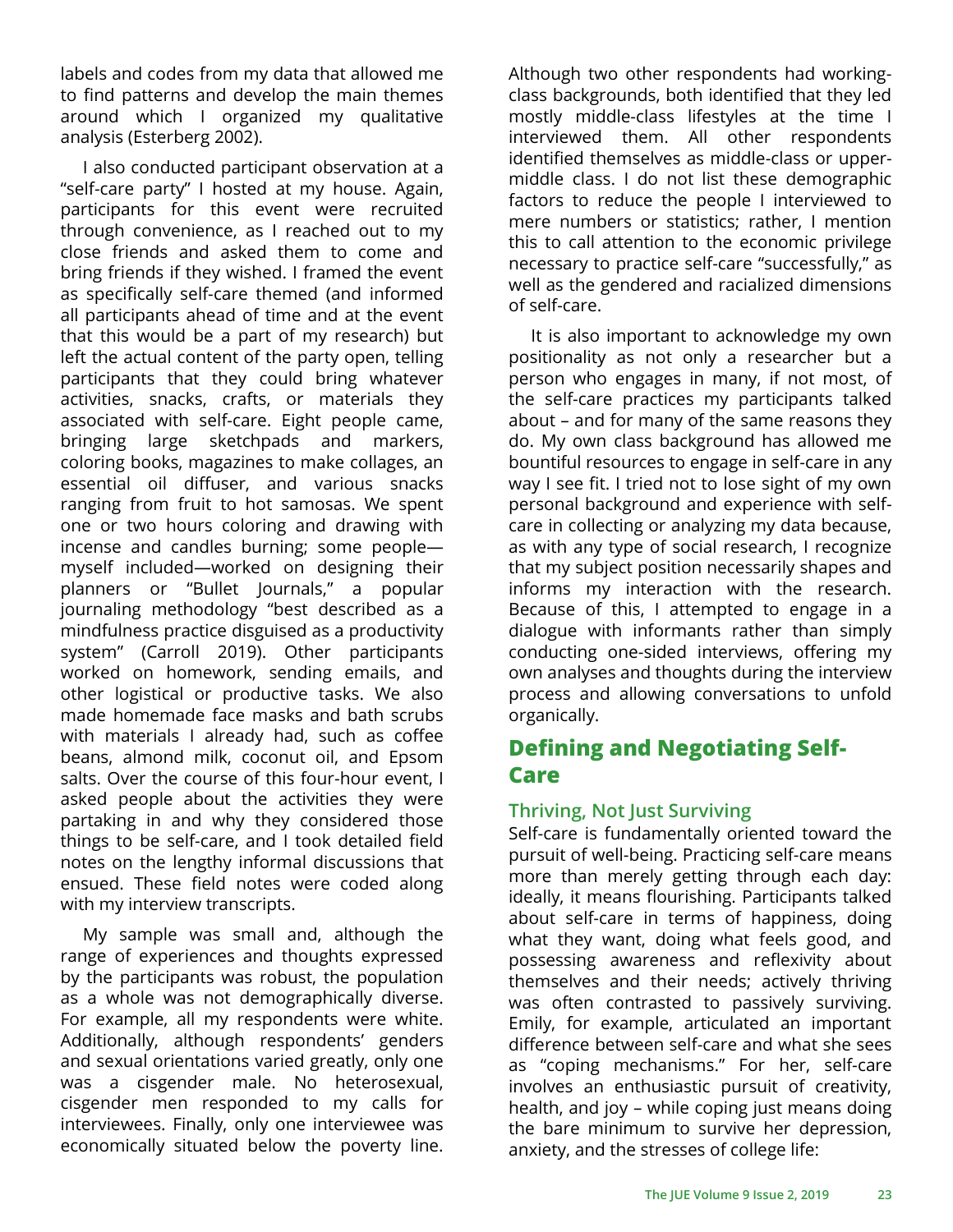labels and codes from my data that allowed me to find patterns and develop the main themes around which I organized my qualitative analysis (Esterberg 2002).

I also conducted participant observation at a "self-care party" I hosted at my house. Again, participants for this event were recruited through convenience, as I reached out to my close friends and asked them to come and bring friends if they wished. I framed the event as specifically self-care themed (and informed all participants ahead of time and at the event that this would be a part of my research) but left the actual content of the party open, telling participants that they could bring whatever activities, snacks, crafts, or materials they associated with self-care. Eight people came, bringing large sketchpads and markers, coloring books, magazines to make collages, an essential oil diffuser, and various snacks ranging from fruit to hot samosas. We spent one or two hours coloring and drawing with incense and candles burning; some people—myself included—worked on designing their planners or "Bullet Journals," a popular journaling methodology "best described as a mindfulness practice disguised as a productivity system" (Carroll 2019). Other participants worked on homework, sending emails, and other logistical or productive tasks. We also made homemade face masks and bath scrubs with materials I already had, such as coffee beans, almond milk, coconut oil, and Epsom salts. Over the course of this four-hour event, I asked people about the activities they were partaking in and why they considered those things to be self-care, and I took detailed field notes on the lengthy informal discussions that ensued. These field notes were coded along with my interview transcripts.

My sample was small and, although the range of experiences and thoughts expressed by the participants was robust, the population as a whole was not demographically diverse. For example, all my respondents were white. Additionally, although respondents' genders and sexual orientations varied greatly, only one was a cisgender male. No heterosexual, cisgender men responded to my calls for interviewees. Finally, only one interviewee was economically situated below the poverty line. Although two other respondents had working-class backgrounds, both identified that they led mostly middle-class lifestyles at the time I interviewed them. All other respondents identified themselves as middle-class or upper-middle class. I do not list these demographic factors to reduce the people I interviewed to mere numbers or statistics; rather, I mention this to call attention to the economic privilege necessary to practice self-care "successfully," as well as the gendered and racialized dimensions of self-care.

It is also important to acknowledge my own positionality as not only a researcher but a person who engages in many, if not most, of the self-care practices my participants talked about – and for many of the same reasons they do. My own class background has allowed me bountiful resources to engage in self-care in any way I see fit. I tried not to lose sight of my own personal background and experience with self-care in collecting or analyzing my data because, as with any type of social research, I recognize that my subject position necessarily shapes and informs my interaction with the research. Because of this, I attempted to engage in a dialogue with informants rather than simply conducting one-sided interviews, offering my own analyses and thoughts during the interview process and allowing conversations to unfold organically.

## Defining and Negotiating Self-Care

### Thriving, Not Just Surviving

Self-care is fundamentally oriented toward the pursuit of well-being. Practicing self-care means more than merely getting through each day: ideally, it means flourishing. Participants talked about self-care in terms of happiness, doing what they want, doing what feels good, and possessing awareness and reflexivity about themselves and their needs; actively thriving was often contrasted to passively surviving. Emily, for example, articulated an important difference between self-care and what she sees as "coping mechanisms." For her, self-care involves an enthusiastic pursuit of creativity, health, and joy – while coping just means doing the bare minimum to survive her depression, anxiety, and the stresses of college life: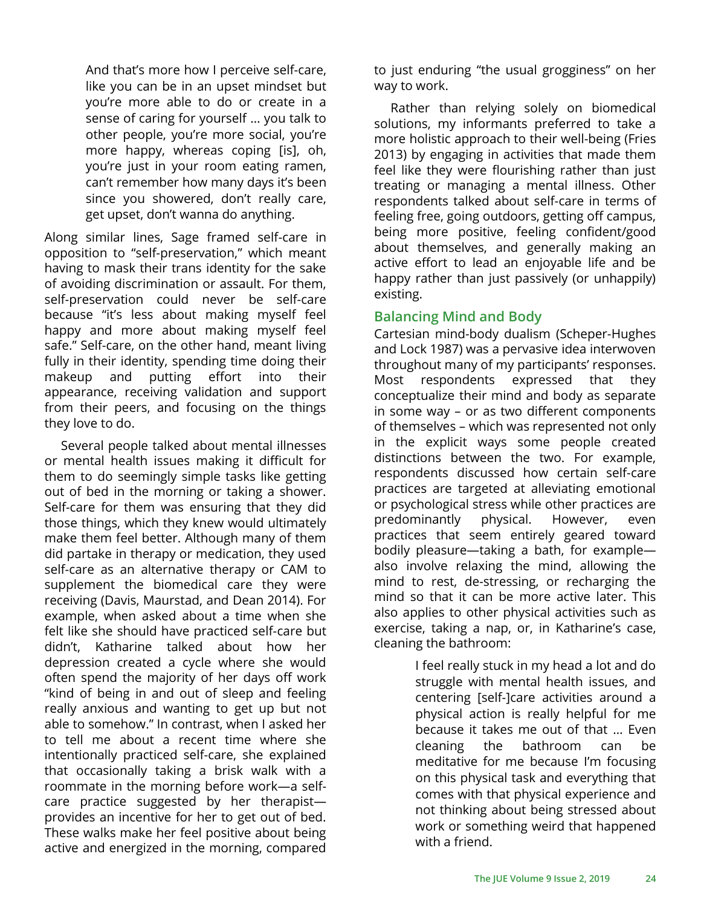> And that's more how I perceive self-care, like you can be in an upset mindset but you're more able to do or create in a sense of caring for yourself … you talk to other people, you're more social, you're more happy, whereas coping [is], oh, you're just in your room eating ramen, can't remember how many days it's been since you showered, don't really care, get upset, don't wanna do anything.

Along similar lines, Sage framed self-care in opposition to "self-preservation," which meant having to mask their trans identity for the sake of avoiding discrimination or assault. For them, self-preservation could never be self-care because "it's less about making myself feel happy and more about making myself feel safe." Self-care, on the other hand, meant living fully in their identity, spending time doing their makeup and putting effort into their appearance, receiving validation and support from their peers, and focusing on the things they love to do.

Several people talked about mental illnesses or mental health issues making it difficult for them to do seemingly simple tasks like getting out of bed in the morning or taking a shower. Self-care for them was ensuring that they did those things, which they knew would ultimately make them feel better. Although many of them did partake in therapy or medication, they used self-care as an alternative therapy or CAM to supplement the biomedical care they were receiving (Davis, Maurstad, and Dean 2014). For example, when asked about a time when she felt like she should have practiced self-care but didn't, Katharine talked about how her depression created a cycle where she would often spend the majority of her days off work "kind of being in and out of sleep and feeling really anxious and wanting to get up but not able to somehow." In contrast, when I asked her to tell me about a recent time where she intentionally practiced self-care, she explained that occasionally taking a brisk walk with a roommate in the morning before work—a self-care practice suggested by her therapist—provides an incentive for her to get out of bed. These walks make her feel positive about being active and energized in the morning, compared to just enduring "the usual grogginess" on her way to work.

Rather than relying solely on biomedical solutions, my informants preferred to take a more holistic approach to their well-being (Fries 2013) by engaging in activities that made them feel like they were flourishing rather than just treating or managing a mental illness. Other respondents talked about self-care in terms of feeling free, going outdoors, getting off campus, being more positive, feeling confident/good about themselves, and generally making an active effort to lead an enjoyable life and be happy rather than just passively (or unhappily) existing.

### Balancing Mind and Body

Cartesian mind-body dualism (Scheper-Hughes and Lock 1987) was a pervasive idea interwoven throughout many of my participants' responses. Most respondents expressed that they conceptualize their mind and body as separate in some way – or as two different components of themselves – which was represented not only in the explicit ways some people created distinctions between the two. For example, respondents discussed how certain self-care practices are targeted at alleviating emotional or psychological stress while other practices are predominantly physical. However, even practices that seem entirely geared toward bodily pleasure—taking a bath, for example—also involve relaxing the mind, allowing the mind to rest, de-stressing, or recharging the mind so that it can be more active later. This also applies to other physical activities such as exercise, taking a nap, or, in Katharine's case, cleaning the bathroom:

> I feel really stuck in my head a lot and do struggle with mental health issues, and centering [self-]care activities around a physical action is really helpful for me because it takes me out of that … Even cleaning the bathroom can be meditative for me because I'm focusing on this physical task and everything that comes with that physical experience and not thinking about being stressed about work or something weird that happened with a friend.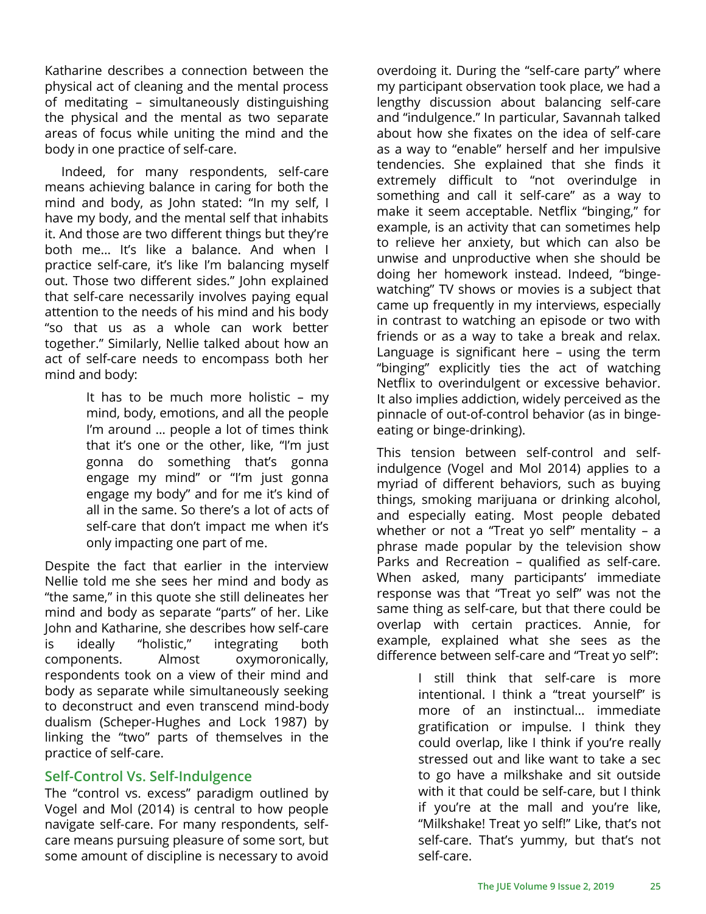Katharine describes a connection between the physical act of cleaning and the mental process of meditating – simultaneously distinguishing the physical and the mental as two separate areas of focus while uniting the mind and the body in one practice of self-care.

Indeed, for many respondents, self-care means achieving balance in caring for both the mind and body, as John stated: "In my self, I have my body, and the mental self that inhabits it. And those are two different things but they're both me… It's like a balance. And when I practice self-care, it's like I'm balancing myself out. Those two different sides." John explained that self-care necessarily involves paying equal attention to the needs of his mind and his body "so that us as a whole can work better together." Similarly, Nellie talked about how an act of self-care needs to encompass both her mind and body:

> It has to be much more holistic – my mind, body, emotions, and all the people I'm around … people a lot of times think that it's one or the other, like, "I'm just gonna do something that's gonna engage my mind" or "I'm just gonna engage my body" and for me it's kind of all in the same. So there's a lot of acts of self-care that don't impact me when it's only impacting one part of me.

Despite the fact that earlier in the interview Nellie told me she sees her mind and body as "the same," in this quote she still delineates her mind and body as separate "parts" of her. Like John and Katharine, she describes how self-care is ideally "holistic," integrating both components. Almost oxymoronically, respondents took on a view of their mind and body as separate while simultaneously seeking to deconstruct and even transcend mind-body dualism (Scheper-Hughes and Lock 1987) by linking the "two" parts of themselves in the practice of self-care.

## Self-Control Vs. Self-Indulgence

The "control vs. excess" paradigm outlined by Vogel and Mol (2014) is central to how people navigate self-care. For many respondents, self-care means pursuing pleasure of some sort, but some amount of discipline is necessary to avoid overdoing it. During the "self-care party" where my participant observation took place, we had a lengthy discussion about balancing self-care and "indulgence." In particular, Savannah talked about how she fixates on the idea of self-care as a way to "enable" herself and her impulsive tendencies. She explained that she finds it extremely difficult to "not overindulge in something and call it self-care" as a way to make it seem acceptable. Netflix "binging," for example, is an activity that can sometimes help to relieve her anxiety, but which can also be unwise and unproductive when she should be doing her homework instead. Indeed, "binge-watching" TV shows or movies is a subject that came up frequently in my interviews, especially in contrast to watching an episode or two with friends or as a way to take a break and relax. Language is significant here – using the term "binging" explicitly ties the act of watching Netflix to overindulgent or excessive behavior. It also implies addiction, widely perceived as the pinnacle of out-of-control behavior (as in binge-eating or binge-drinking).

This tension between self-control and self-indulgence (Vogel and Mol 2014) applies to a myriad of different behaviors, such as buying things, smoking marijuana or drinking alcohol, and especially eating. Most people debated whether or not a "Treat yo self" mentality – a phrase made popular by the television show Parks and Recreation – qualified as self-care. When asked, many participants' immediate response was that "Treat yo self" was not the same thing as self-care, but that there could be overlap with certain practices. Annie, for example, explained what she sees as the difference between self-care and "Treat yo self":

> I still think that self-care is more intentional. I think a "treat yourself" is more of an instinctual… immediate gratification or impulse. I think they could overlap, like I think if you're really stressed out and like want to take a sec to go have a milkshake and sit outside with it that could be self-care, but I think if you're at the mall and you're like, "Milkshake! Treat yo self!" Like, that's not self-care. That's yummy, but that's not self-care.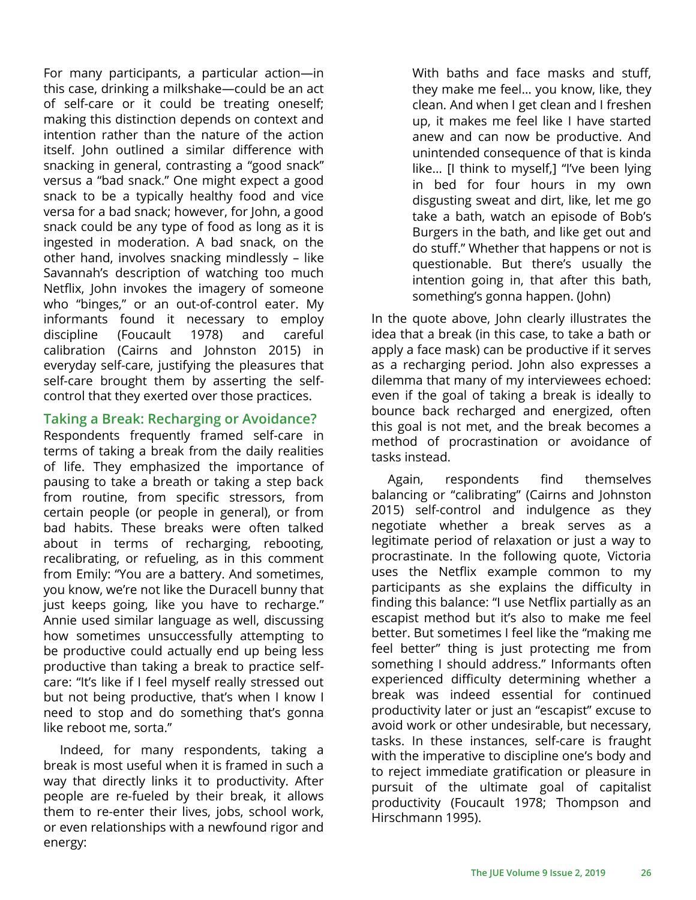For many participants, a particular action—in this case, drinking a milkshake—could be an act of self-care or it could be treating oneself; making this distinction depends on context and intention rather than the nature of the action itself. John outlined a similar difference with snacking in general, contrasting a "good snack" versus a "bad snack." One might expect a good snack to be a typically healthy food and vice versa for a bad snack; however, for John, a good snack could be any type of food as long as it is ingested in moderation. A bad snack, on the other hand, involves snacking mindlessly – like Savannah's description of watching too much Netflix, John invokes the imagery of someone who "binges," or an out-of-control eater. My informants found it necessary to employ discipline (Foucault 1978) and careful calibration (Cairns and Johnston 2015) in everyday self-care, justifying the pleasures that self-care brought them by asserting the self-control that they exerted over those practices.

### Taking a Break: Recharging or Avoidance?

Respondents frequently framed self-care in terms of taking a break from the daily realities of life. They emphasized the importance of pausing to take a breath or taking a step back from routine, from specific stressors, from certain people (or people in general), or from bad habits. These breaks were often talked about in terms of recharging, rebooting, recalibrating, or refueling, as in this comment from Emily: "You are a battery. And sometimes, you know, we're not like the Duracell bunny that just keeps going, like you have to recharge." Annie used similar language as well, discussing how sometimes unsuccessfully attempting to be productive could actually end up being less productive than taking a break to practice self-care: "It's like if I feel myself really stressed out but not being productive, that's when I know I need to stop and do something that's gonna like reboot me, sorta."

Indeed, for many respondents, taking a break is most useful when it is framed in such a way that directly links it to productivity. After people are re-fueled by their break, it allows them to re-enter their lives, jobs, school work, or even relationships with a newfound rigor and energy:

> With baths and face masks and stuff, they make me feel… you know, like, they clean. And when I get clean and I freshen up, it makes me feel like I have started anew and can now be productive. And unintended consequence of that is kinda like… [I think to myself,] "I've been lying in bed for four hours in my own disgusting sweat and dirt, like, let me go take a bath, watch an episode of Bob's Burgers in the bath, and like get out and do stuff." Whether that happens or not is questionable. But there's usually the intention going in, that after this bath, something's gonna happen. (John)

In the quote above, John clearly illustrates the idea that a break (in this case, to take a bath or apply a face mask) can be productive if it serves as a recharging period. John also expresses a dilemma that many of my interviewees echoed: even if the goal of taking a break is ideally to bounce back recharged and energized, often this goal is not met, and the break becomes a method of procrastination or avoidance of tasks instead.

Again, respondents find themselves balancing or "calibrating" (Cairns and Johnston 2015) self-control and indulgence as they negotiate whether a break serves as a legitimate period of relaxation or just a way to procrastinate. In the following quote, Victoria uses the Netflix example common to my participants as she explains the difficulty in finding this balance: "I use Netflix partially as an escapist method but it's also to make me feel better. But sometimes I feel like the "making me feel better" thing is just protecting me from something I should address." Informants often experienced difficulty determining whether a break was indeed essential for continued productivity later or just an "escapist" excuse to avoid work or other undesirable, but necessary, tasks. In these instances, self-care is fraught with the imperative to discipline one's body and to reject immediate gratification or pleasure in pursuit of the ultimate goal of capitalist productivity (Foucault 1978; Thompson and Hirschmann 1995).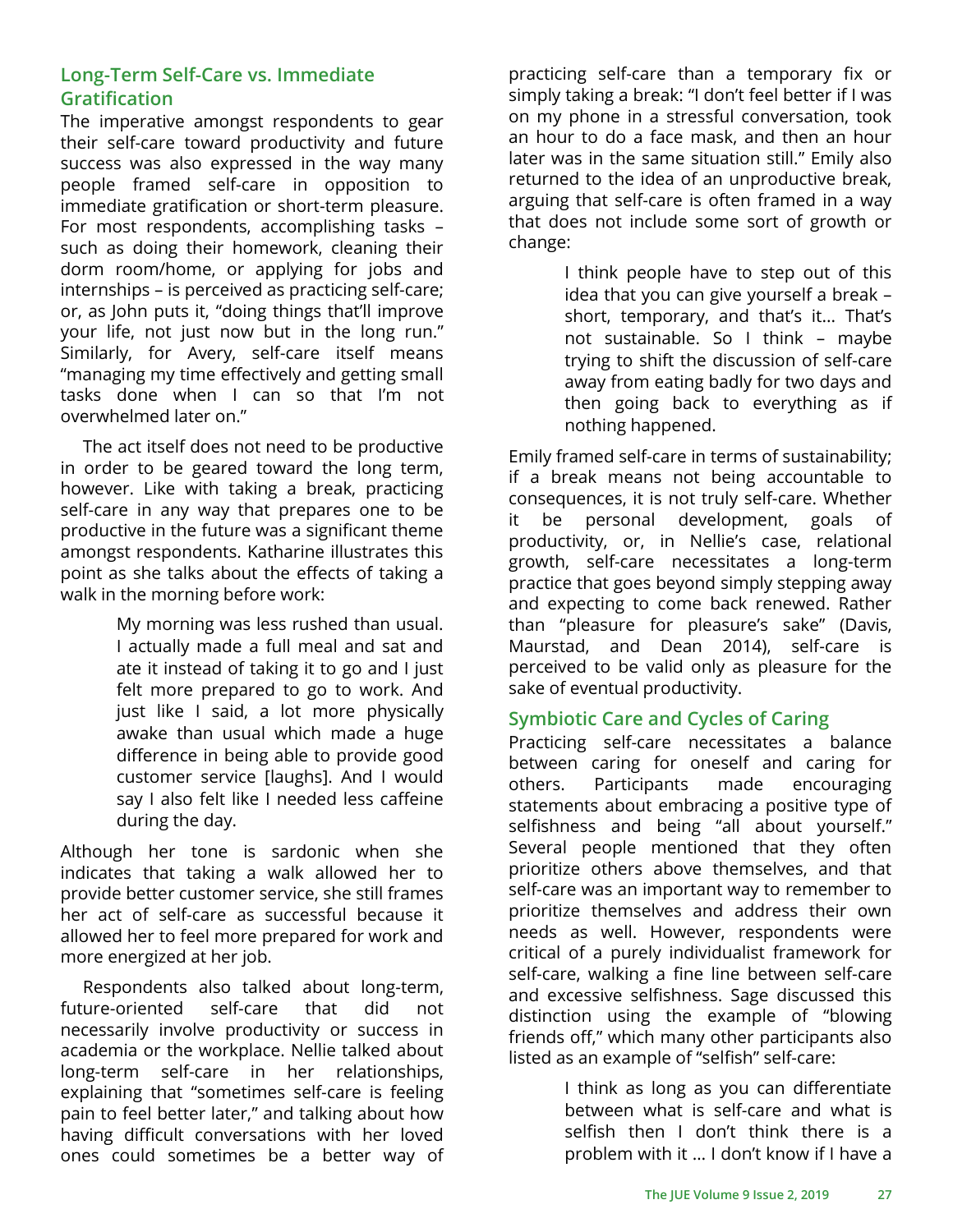## Long-Term Self-Care vs. Immediate Gratification

The imperative amongst respondents to gear their self-care toward productivity and future success was also expressed in the way many people framed self-care in opposition to immediate gratification or short-term pleasure. For most respondents, accomplishing tasks – such as doing their homework, cleaning their dorm room/home, or applying for jobs and internships – is perceived as practicing self-care; or, as John puts it, "doing things that'll improve your life, not just now but in the long run." Similarly, for Avery, self-care itself means "managing my time effectively and getting small tasks done when I can so that I'm not overwhelmed later on."

The act itself does not need to be productive in order to be geared toward the long term, however. Like with taking a break, practicing self-care in any way that prepares one to be productive in the future was a significant theme amongst respondents. Katharine illustrates this point as she talks about the effects of taking a walk in the morning before work:

> My morning was less rushed than usual. I actually made a full meal and sat and ate it instead of taking it to go and I just felt more prepared to go to work. And just like I said, a lot more physically awake than usual which made a huge difference in being able to provide good customer service [laughs]. And I would say I also felt like I needed less caffeine during the day.

Although her tone is sardonic when she indicates that taking a walk allowed her to provide better customer service, she still frames her act of self-care as successful because it allowed her to feel more prepared for work and more energized at her job.

Respondents also talked about long-term, future-oriented self-care that did not necessarily involve productivity or success in academia or the workplace. Nellie talked about long-term self-care in her relationships, explaining that "sometimes self-care is feeling pain to feel better later," and talking about how having difficult conversations with her loved ones could sometimes be a better way of practicing self-care than a temporary fix or simply taking a break: "I don't feel better if I was on my phone in a stressful conversation, took an hour to do a face mask, and then an hour later was in the same situation still." Emily also returned to the idea of an unproductive break, arguing that self-care is often framed in a way that does not include some sort of growth or change:

> I think people have to step out of this idea that you can give yourself a break – short, temporary, and that's it... That's not sustainable. So I think – maybe trying to shift the discussion of self-care away from eating badly for two days and then going back to everything as if nothing happened.

Emily framed self-care in terms of sustainability; if a break means not being accountable to consequences, it is not truly self-care. Whether it be personal development, goals of productivity, or, in Nellie's case, relational growth, self-care necessitates a long-term practice that goes beyond simply stepping away and expecting to come back renewed. Rather than "pleasure for pleasure's sake" (Davis, Maurstad, and Dean 2014), self-care is perceived to be valid only as pleasure for the sake of eventual productivity.

## Symbiotic Care and Cycles of Caring

Practicing self-care necessitates a balance between caring for oneself and caring for others. Participants made encouraging statements about embracing a positive type of selfishness and being "all about yourself." Several people mentioned that they often prioritize others above themselves, and that self-care was an important way to remember to prioritize themselves and address their own needs as well. However, respondents were critical of a purely individualist framework for self-care, walking a fine line between self-care and excessive selfishness. Sage discussed this distinction using the example of "blowing friends off," which many other participants also listed as an example of "selfish" self-care:

> I think as long as you can differentiate between what is self-care and what is selfish then I don't think there is a problem with it ... I don't know if I have a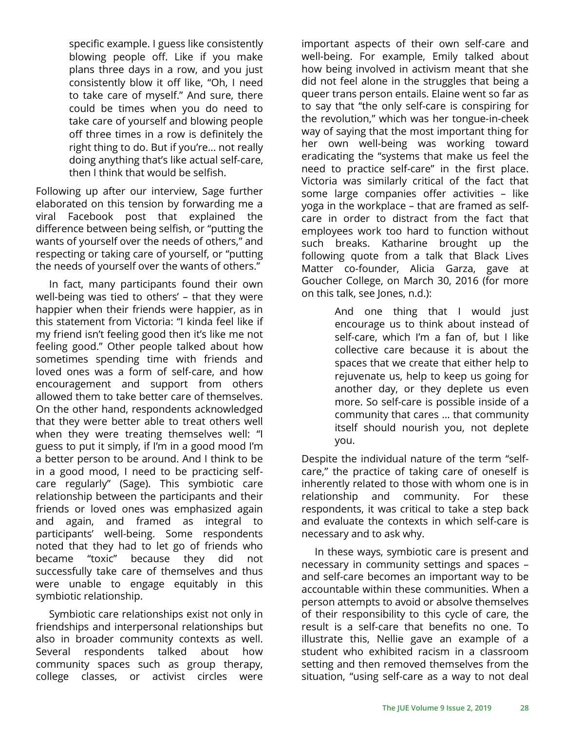> specific example. I guess like consistently blowing people off. Like if you make plans three days in a row, and you just consistently blow it off like, "Oh, I need to take care of myself." And sure, there could be times when you do need to take care of yourself and blowing people off three times in a row is definitely the right thing to do. But if you're… not really doing anything that's like actual self-care, then I think that would be selfish.

Following up after our interview, Sage further elaborated on this tension by forwarding me a viral Facebook post that explained the difference between being selfish, or "putting the wants of yourself over the needs of others," and respecting or taking care of yourself, or "putting the needs of yourself over the wants of others."

In fact, many participants found their own well-being was tied to others' – that they were happier when their friends were happier, as in this statement from Victoria: "I kinda feel like if my friend isn't feeling good then it's like me not feeling good." Other people talked about how sometimes spending time with friends and loved ones was a form of self-care, and how encouragement and support from others allowed them to take better care of themselves. On the other hand, respondents acknowledged that they were better able to treat others well when they were treating themselves well: "I guess to put it simply, if I'm in a good mood I'm a better person to be around. And I think to be in a good mood, I need to be practicing self-care regularly" (Sage). This symbiotic care relationship between the participants and their friends or loved ones was emphasized again and again, and framed as integral to participants' well-being. Some respondents noted that they had to let go of friends who became "toxic" because they did not successfully take care of themselves and thus were unable to engage equitably in this symbiotic relationship.

Symbiotic care relationships exist not only in friendships and interpersonal relationships but also in broader community contexts as well. Several respondents talked about how community spaces such as group therapy, college classes, or activist circles were important aspects of their own self-care and well-being. For example, Emily talked about how being involved in activism meant that she did not feel alone in the struggles that being a queer trans person entails. Elaine went so far as to say that "the only self-care is conspiring for the revolution," which was her tongue-in-cheek way of saying that the most important thing for her own well-being was working toward eradicating the "systems that make us feel the need to practice self-care" in the first place. Victoria was similarly critical of the fact that some large companies offer activities – like yoga in the workplace – that are framed as self-care in order to distract from the fact that employees work too hard to function without such breaks. Katharine brought up the following quote from a talk that Black Lives Matter co-founder, Alicia Garza, gave at Goucher College, on March 30, 2016 (for more on this talk, see Jones, n.d.):

> And one thing that I would just encourage us to think about instead of self-care, which I'm a fan of, but I like collective care because it is about the spaces that we create that either help to rejuvenate us, help to keep us going for another day, or they deplete us even more. So self-care is possible inside of a community that cares … that community itself should nourish you, not deplete you.

Despite the individual nature of the term "self-care," the practice of taking care of oneself is inherently related to those with whom one is in relationship and community. For these respondents, it was critical to take a step back and evaluate the contexts in which self-care is necessary and to ask why.

In these ways, symbiotic care is present and necessary in community settings and spaces – and self-care becomes an important way to be accountable within these communities. When a person attempts to avoid or absolve themselves of their responsibility to this cycle of care, the result is a self-care that benefits no one. To illustrate this, Nellie gave an example of a student who exhibited racism in a classroom setting and then removed themselves from the situation, "using self-care as a way to not deal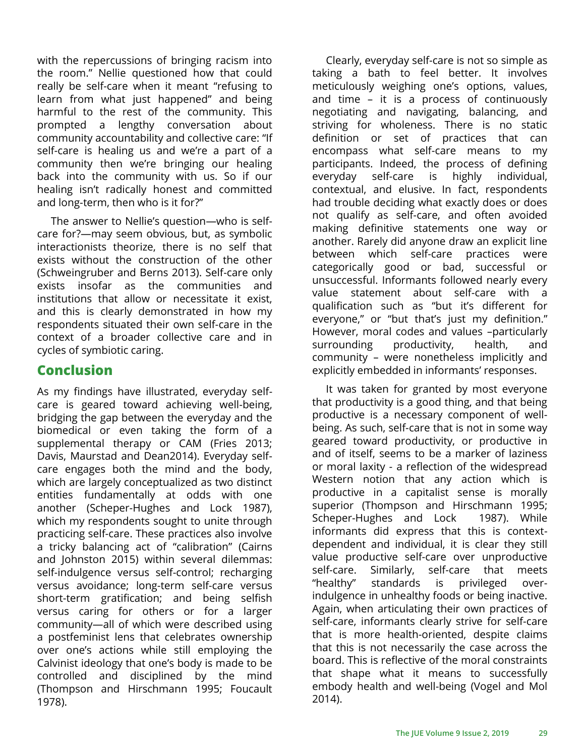with the repercussions of bringing racism into the room." Nellie questioned how that could really be self-care when it meant "refusing to learn from what just happened" and being harmful to the rest of the community. This prompted a lengthy conversation about community accountability and collective care: "If self-care is healing us and we're a part of a community then we're bringing our healing back into the community with us. So if our healing isn't radically honest and committed and long-term, then who is it for?"

The answer to Nellie's question—who is self-care for?—may seem obvious, but, as symbolic interactionists theorize, there is no self that exists without the construction of the other (Schweingruber and Berns 2013). Self-care only exists insofar as the communities and institutions that allow or necessitate it exist, and this is clearly demonstrated in how my respondents situated their own self-care in the context of a broader collective care and in cycles of symbiotic caring.

## Conclusion

As my findings have illustrated, everyday self-care is geared toward achieving well-being, bridging the gap between the everyday and the biomedical or even taking the form of a supplemental therapy or CAM (Fries 2013; Davis, Maurstad and Dean2014). Everyday self-care engages both the mind and the body, which are largely conceptualized as two distinct entities fundamentally at odds with one another (Scheper-Hughes and Lock 1987), which my respondents sought to unite through practicing self-care. These practices also involve a tricky balancing act of "calibration" (Cairns and Johnston 2015) within several dilemmas: self-indulgence versus self-control; recharging versus avoidance; long-term self-care versus short-term gratification; and being selfish versus caring for others or for a larger community—all of which were described using a postfeminist lens that celebrates ownership over one's actions while still employing the Calvinist ideology that one's body is made to be controlled and disciplined by the mind (Thompson and Hirschmann 1995; Foucault 1978).

Clearly, everyday self-care is not so simple as taking a bath to feel better. It involves meticulously weighing one's options, values, and time – it is a process of continuously negotiating and navigating, balancing, and striving for wholeness. There is no static definition or set of practices that can encompass what self-care means to my participants. Indeed, the process of defining everyday self-care is highly individual, contextual, and elusive. In fact, respondents had trouble deciding what exactly does or does not qualify as self-care, and often avoided making definitive statements one way or another. Rarely did anyone draw an explicit line between which self-care practices were categorically good or bad, successful or unsuccessful. Informants followed nearly every value statement about self-care with a qualification such as "but it's different for everyone," or "but that's just my definition." However, moral codes and values –particularly surrounding productivity, health, and community – were nonetheless implicitly and explicitly embedded in informants' responses.

It was taken for granted by most everyone that productivity is a good thing, and that being productive is a necessary component of well-being. As such, self-care that is not in some way geared toward productivity, or productive in and of itself, seems to be a marker of laziness or moral laxity - a reflection of the widespread Western notion that any action which is productive in a capitalist sense is morally superior (Thompson and Hirschmann 1995; Scheper-Hughes and Lock 1987). While informants did express that this is context-dependent and individual, it is clear they still value productive self-care over unproductive self-care. Similarly, self-care that meets "healthy" standards is privileged over-indulgence in unhealthy foods or being inactive. Again, when articulating their own practices of self-care, informants clearly strive for self-care that is more health-oriented, despite claims that this is not necessarily the case across the board. This is reflective of the moral constraints that shape what it means to successfully embody health and well-being (Vogel and Mol 2014).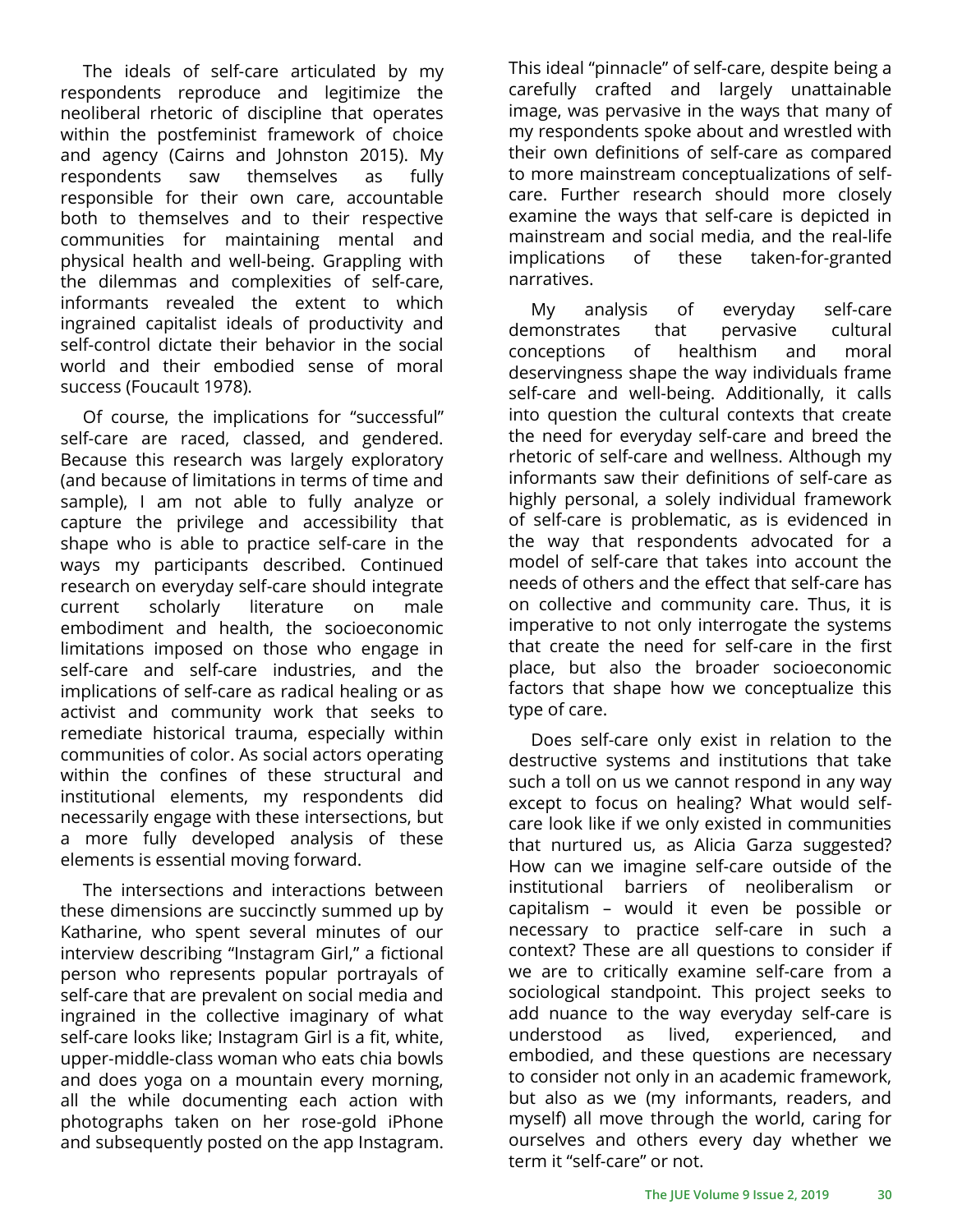The ideals of self-care articulated by my respondents reproduce and legitimize the neoliberal rhetoric of discipline that operates within the postfeminist framework of choice and agency (Cairns and Johnston 2015). My respondents saw themselves as fully responsible for their own care, accountable both to themselves and to their respective communities for maintaining mental and physical health and well-being. Grappling with the dilemmas and complexities of self-care, informants revealed the extent to which ingrained capitalist ideals of productivity and self-control dictate their behavior in the social world and their embodied sense of moral success (Foucault 1978).

Of course, the implications for "successful" self-care are raced, classed, and gendered. Because this research was largely exploratory (and because of limitations in terms of time and sample), I am not able to fully analyze or capture the privilege and accessibility that shape who is able to practice self-care in the ways my participants described. Continued research on everyday self-care should integrate current scholarly literature on male embodiment and health, the socioeconomic limitations imposed on those who engage in self-care and self-care industries, and the implications of self-care as radical healing or as activist and community work that seeks to remediate historical trauma, especially within communities of color. As social actors operating within the confines of these structural and institutional elements, my respondents did necessarily engage with these intersections, but a more fully developed analysis of these elements is essential moving forward.

The intersections and interactions between these dimensions are succinctly summed up by Katharine, who spent several minutes of our interview describing "Instagram Girl," a fictional person who represents popular portrayals of self-care that are prevalent on social media and ingrained in the collective imaginary of what self-care looks like; Instagram Girl is a fit, white, upper-middle-class woman who eats chia bowls and does yoga on a mountain every morning, all the while documenting each action with photographs taken on her rose-gold iPhone and subsequently posted on the app Instagram. This ideal "pinnacle" of self-care, despite being a carefully crafted and largely unattainable image, was pervasive in the ways that many of my respondents spoke about and wrestled with their own definitions of self-care as compared to more mainstream conceptualizations of self-care. Further research should more closely examine the ways that self-care is depicted in mainstream and social media, and the real-life implications of these taken-for-granted narratives.

My analysis of everyday self-care demonstrates that pervasive cultural conceptions of healthism and moral deservingness shape the way individuals frame self-care and well-being. Additionally, it calls into question the cultural contexts that create the need for everyday self-care and breed the rhetoric of self-care and wellness. Although my informants saw their definitions of self-care as highly personal, a solely individual framework of self-care is problematic, as is evidenced in the way that respondents advocated for a model of self-care that takes into account the needs of others and the effect that self-care has on collective and community care. Thus, it is imperative to not only interrogate the systems that create the need for self-care in the first place, but also the broader socioeconomic factors that shape how we conceptualize this type of care.

Does self-care only exist in relation to the destructive systems and institutions that take such a toll on us we cannot respond in any way except to focus on healing? What would self-care look like if we only existed in communities that nurtured us, as Alicia Garza suggested? How can we imagine self-care outside of the institutional barriers of neoliberalism or capitalism – would it even be possible or necessary to practice self-care in such a context? These are all questions to consider if we are to critically examine self-care from a sociological standpoint. This project seeks to add nuance to the way everyday self-care is understood as lived, experienced, and embodied, and these questions are necessary to consider not only in an academic framework, but also as we (my informants, readers, and myself) all move through the world, caring for ourselves and others every day whether we term it "self-care" or not.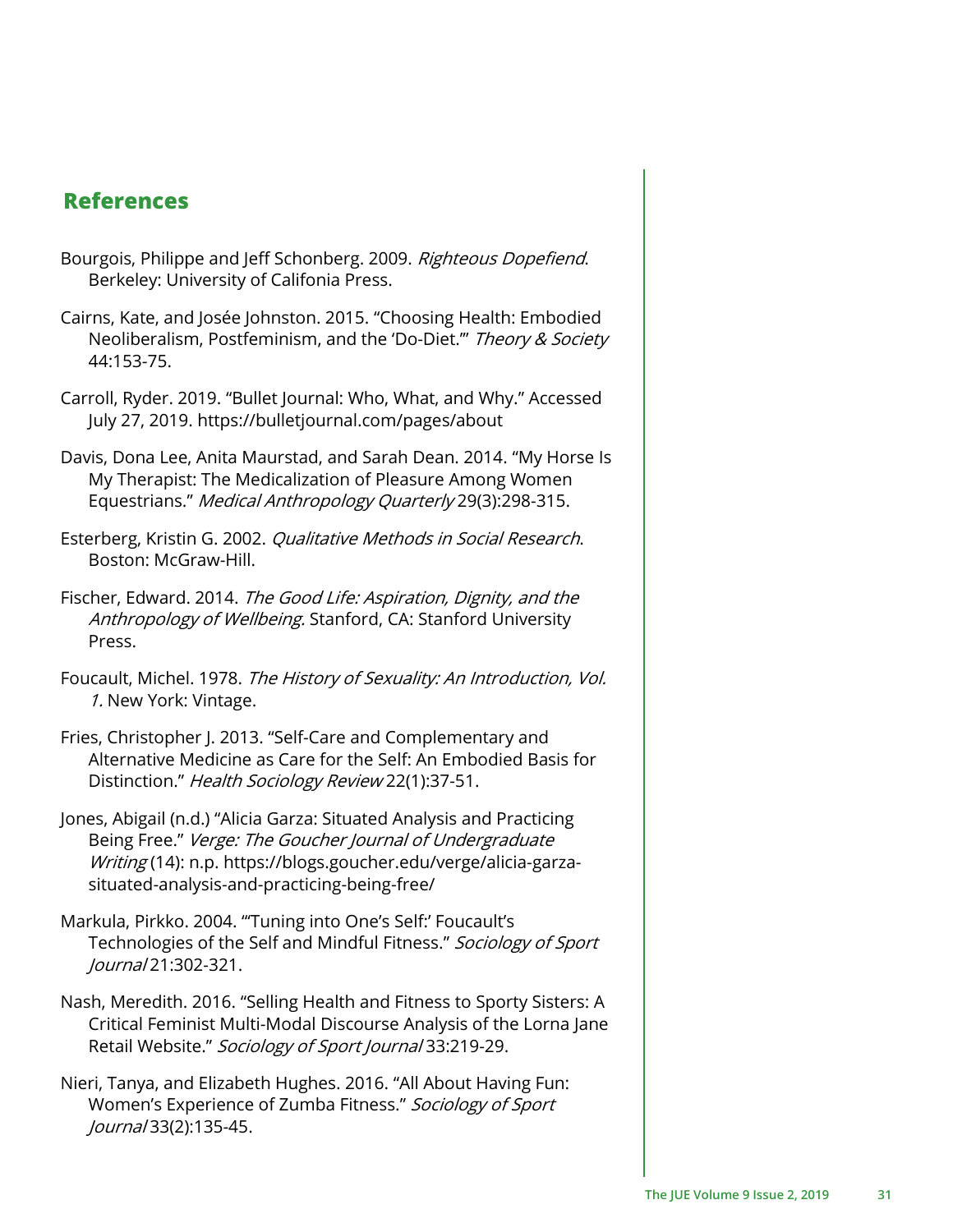## References

Bourgois, Philippe and Jeff Schonberg. 2009. *Righteous Dopefiend*. Berkeley: University of Califonia Press.

Cairns, Kate, and Josée Johnston. 2015. "Choosing Health: Embodied Neoliberalism, Postfeminism, and the 'Do-Diet.'" *Theory & Society* 44:153-75.

Carroll, Ryder. 2019. "Bullet Journal: Who, What, and Why." Accessed July 27, 2019. https://bulletjournal.com/pages/about

Davis, Dona Lee, Anita Maurstad, and Sarah Dean. 2014. "My Horse Is My Therapist: The Medicalization of Pleasure Among Women Equestrians." *Medical Anthropology Quarterly* 29(3):298-315.

Esterberg, Kristin G. 2002. *Qualitative Methods in Social Research*. Boston: McGraw-Hill.

Fischer, Edward. 2014. *The Good Life: Aspiration, Dignity, and the Anthropology of Wellbeing.* Stanford, CA: Stanford University Press.

Foucault, Michel. 1978. *The History of Sexuality: An Introduction, Vol. 1.* New York: Vintage.

Fries, Christopher J. 2013. "Self-Care and Complementary and Alternative Medicine as Care for the Self: An Embodied Basis for Distinction." *Health Sociology Review* 22(1):37-51.

Jones, Abigail (n.d.) "Alicia Garza: Situated Analysis and Practicing Being Free." *Verge: The Goucher Journal of Undergraduate Writing* (14): n.p. https://blogs.goucher.edu/verge/alicia-garza-situated-analysis-and-practicing-being-free/

Markula, Pirkko. 2004. "'Tuning into One's Self:' Foucault's Technologies of the Self and Mindful Fitness." *Sociology of Sport Journal* 21:302-321.

Nash, Meredith. 2016. "Selling Health and Fitness to Sporty Sisters: A Critical Feminist Multi-Modal Discourse Analysis of the Lorna Jane Retail Website." *Sociology of Sport Journal* 33:219-29.

Nieri, Tanya, and Elizabeth Hughes. 2016. "All About Having Fun: Women's Experience of Zumba Fitness." *Sociology of Sport Journal* 33(2):135-45.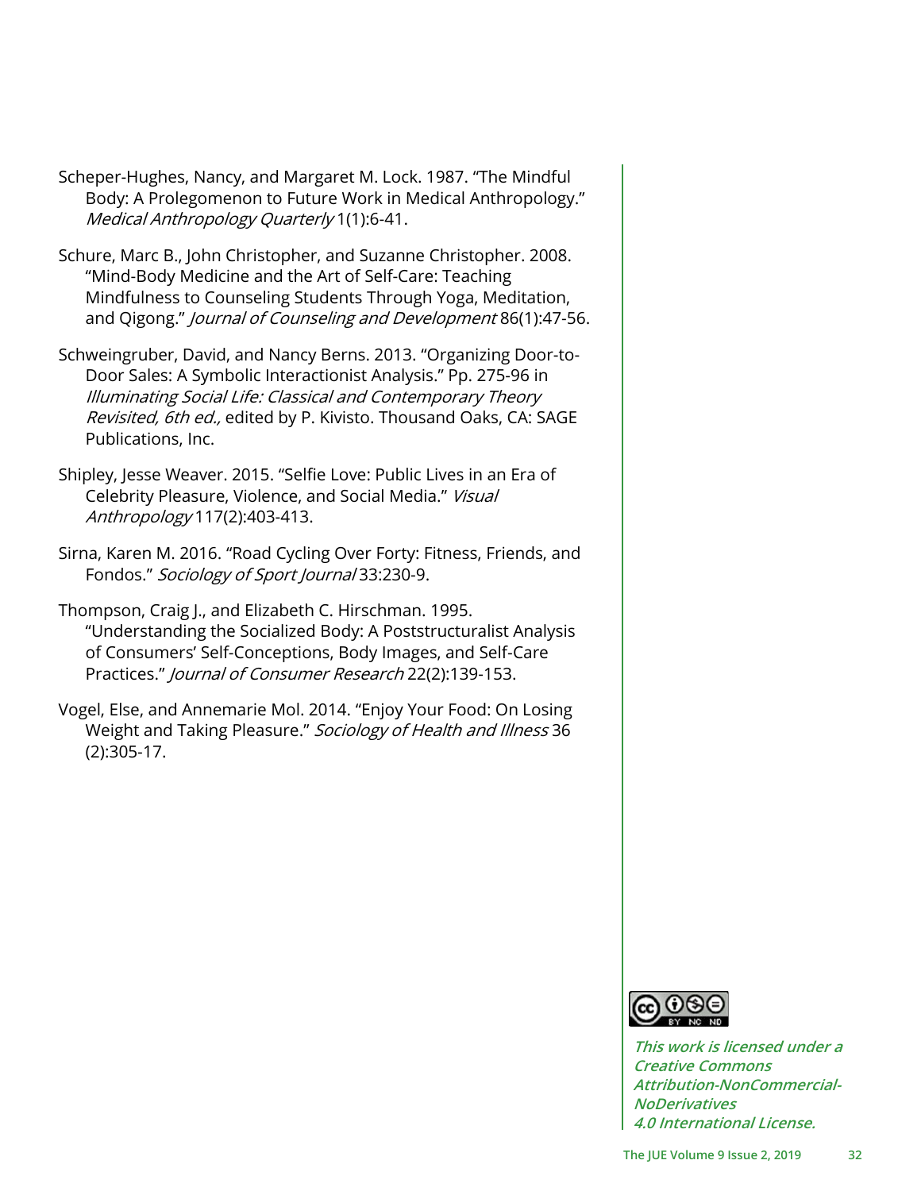Scheper-Hughes, Nancy, and Margaret M. Lock. 1987. "The Mindful Body: A Prolegomenon to Future Work in Medical Anthropology." *Medical Anthropology Quarterly* 1(1):6-41.

Schure, Marc B., John Christopher, and Suzanne Christopher. 2008. "Mind-Body Medicine and the Art of Self-Care: Teaching Mindfulness to Counseling Students Through Yoga, Meditation, and Qigong." *Journal of Counseling and Development* 86(1):47-56.

Schweingruber, David, and Nancy Berns. 2013. "Organizing Door-to-Door Sales: A Symbolic Interactionist Analysis." Pp. 275-96 in *Illuminating Social Life: Classical and Contemporary Theory Revisited, 6th ed.,* edited by P. Kivisto. Thousand Oaks, CA: SAGE Publications, Inc.

Shipley, Jesse Weaver. 2015. "Selfie Love: Public Lives in an Era of Celebrity Pleasure, Violence, and Social Media." *Visual Anthropology* 117(2):403-413.

Sirna, Karen M. 2016. "Road Cycling Over Forty: Fitness, Friends, and Fondos." *Sociology of Sport Journal* 33:230-9.

Thompson, Craig J., and Elizabeth C. Hirschman. 1995. "Understanding the Socialized Body: A Poststructuralist Analysis of Consumers' Self-Conceptions, Body Images, and Self-Care Practices." *Journal of Consumer Research* 22(2):139-153.

Vogel, Else, and Annemarie Mol. 2014. "Enjoy Your Food: On Losing Weight and Taking Pleasure." *Sociology of Health and Illness* 36 (2):305-17.

*This work is licensed under a Creative Commons Attribution-NonCommercial-NoDerivatives 4.0 International License.*